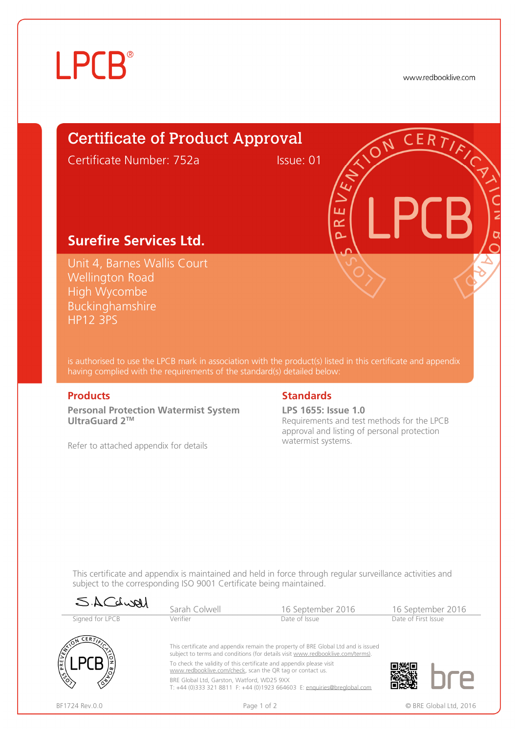LPCB®

www.redbooklive.com

# Certificate of Product Approval

Certificate Number: 752a    Issue: 01

## Surefire Services Ltd.

Unit 4, Barnes Wallis Court
Wellington Road
High Wycombe
Buckinghamshire
HP12 3PS

is authorised to use the LPCB mark in association with the product(s) listed in this certificate and appendix having complied with the requirements of the standard(s) detailed below:

### Products

**Personal Protection Watermist System UltraGuard 2™**

Refer to attached appendix for details

### Standards

**LPS 1655: Issue 1.0**
Requirements and test methods for the LPCB approval and listing of personal protection watermist systems.

This certificate and appendix is maintained and held in force through regular surveillance activities and subject to the corresponding ISO 9001 Certificate being maintained.

| S.A.Colwell | Sarah Colwell | 16 September 2016 | 16 September 2016 |
|---|---|---|---|
| Signed for LPCB | Verifier | Date of Issue | Date of First Issue |

This certificate and appendix remain the property of BRE Global Ltd and is issued subject to terms and conditions (for details visit www.redbooklive.com/terms).
To check the validity of this certificate and appendix please visit www.redbooklive.com/check, scan the QR tag or contact us.
BRE Global Ltd, Garston, Watford, WD25 9XX
T: +44 (0)333 321 8811 F: +44 (0)1923 664603 E: enquiries@breglobal.com

BF1724 Rev.0.0

© BRE Global Ltd, 2016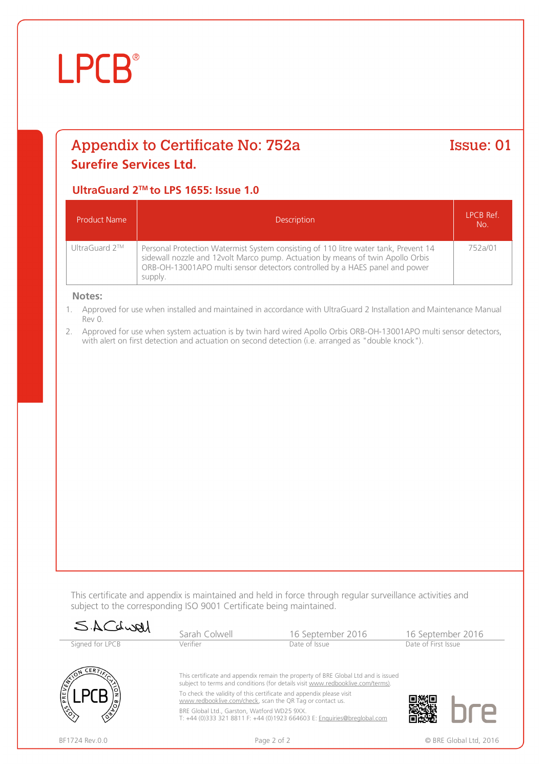# LPCB®

## Appendix to Certificate No: 752a — Issue: 01

### Surefire Services Ltd.

### UltraGuard 2™ to LPS 1655: Issue 1.0

| Product Name | Description | LPCB Ref. No. |
|---|---|---|
| UltraGuard 2™ | Personal Protection Watermist System consisting of 110 litre water tank, Prevent 14 sidewall nozzle and 12volt Marco pump. Actuation by means of twin Apollo Orbis ORB-OH-13001APO multi sensor detectors controlled by a HAES panel and power supply. | 752a/01 |

**Notes:**

1. Approved for use when installed and maintained in accordance with UltraGuard 2 Installation and Maintenance Manual Rev 0.
2. Approved for use when system actuation is by twin hard wired Apollo Orbis ORB-OH-13001APO multi sensor detectors, with alert on first detection and actuation on second detection (i.e. arranged as "double knock").

This certificate and appendix is maintained and held in force through regular surveillance activities and subject to the corresponding ISO 9001 Certificate being maintained.

| Signed for LPCB | Verifier | Date of Issue | Date of First Issue |
|---|---|---|---|
| S.A.Colwell | Sarah Colwell | 16 September 2016 | 16 September 2016 |

This certificate and appendix remain the property of BRE Global Ltd and is issued subject to terms and conditions (for details visit www.redbooklive.com/terms).

To check the validity of this certificate and appendix please visit www.redbooklive.com/check, scan the QR Tag or contact us.

BRE Global Ltd., Garston, Watford WD25 9XX.
T: +44 (0)333 321 8811 F: +44 (0)1923 664603 E: Enquiries@breglobal.com

BF1724 Rev.0.0

© BRE Global Ltd, 2016